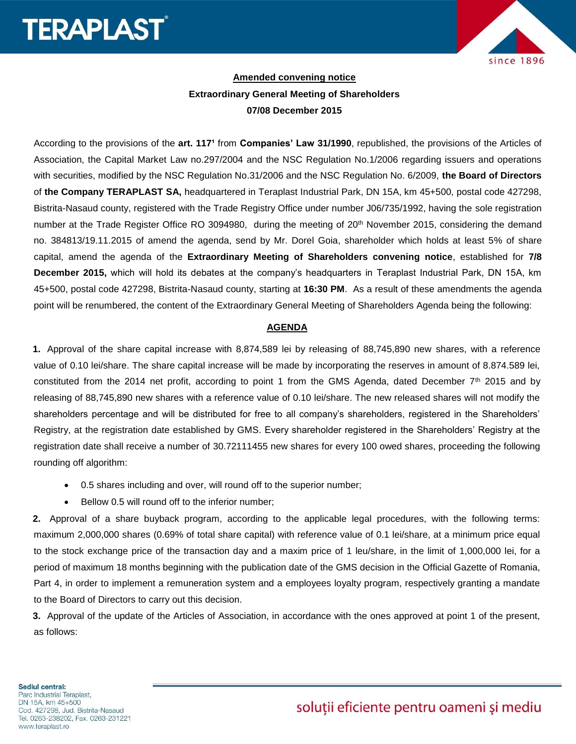**Amended convening notice**

**Extraordinary General Meeting of Shareholders**

**07/08 December 2015**

According to the provisions of the **art. 117¹** from **Companies' Law 31/1990**, republished, the provisions of the Articles of Association, the Capital Market Law no.297/2004 and the NSC Regulation No.1/2006 regarding issuers and operations with securities, modified by the NSC Regulation No.31/2006 and the NSC Regulation No. 6/2009, **the Board of Directors** of **the Company TERAPLAST SA,** headquartered in Teraplast Industrial Park, DN 15A, km 45+500, postal code 427298, Bistrita-Nasaud county, registered with the Trade Registry Office under number J06/735/1992, having the sole registration number at the Trade Register Office RO 3094980, during the meeting of 20th November 2015, considering the demand no. 384813/19.11.2015 of amend the agenda, send by Mr. Dorel Goia, shareholder which holds at least 5% of share capital, amend the agenda of the **Extraordinary Meeting of Shareholders convening notice**, established for **7/8 December 2015,** which will hold its debates at the company's headquarters in Teraplast Industrial Park, DN 15A, km 45+500, postal code 427298, Bistrita-Nasaud county, starting at **16:30 PM**. As a result of these amendments the agenda point will be renumbered, the content of the Extraordinary General Meeting of Shareholders Agenda being the following:

**AGENDA**

**1.** Approval of the share capital increase with 8,874,589 lei by releasing of 88,745,890 new shares, with a reference value of 0.10 lei/share. The share capital increase will be made by incorporating the reserves in amount of 8.874.589 lei, constituted from the 2014 net profit, according to point 1 from the GMS Agenda, dated December 7th 2015 and by releasing of 88,745,890 new shares with a reference value of 0.10 lei/share. The new released shares will not modify the shareholders percentage and will be distributed for free to all company's shareholders, registered in the Shareholders' Registry, at the registration date established by GMS. Every shareholder registered in the Shareholders' Registry at the registration date shall receive a number of 30.72111455 new shares for every 100 owed shares, proceeding the following rounding off algorithm:

- 0.5 shares including and over, will round off to the superior number;
- Bellow 0.5 will round off to the inferior number;

**2.** Approval of a share buyback program, according to the applicable legal procedures, with the following terms: maximum 2,000,000 shares (0.69% of total share capital) with reference value of 0.1 lei/share, at a minimum price equal to the stock exchange price of the transaction day and a maxim price of 1 leu/share, in the limit of 1,000,000 lei, for a period of maximum 18 months beginning with the publication date of the GMS decision in the Official Gazette of Romania, Part 4, in order to implement a remuneration system and a employees loyalty program, respectively granting a mandate to the Board of Directors to carry out this decision.

**3.** Approval of the update of the Articles of Association, in accordance with the ones approved at point 1 of the present, as follows: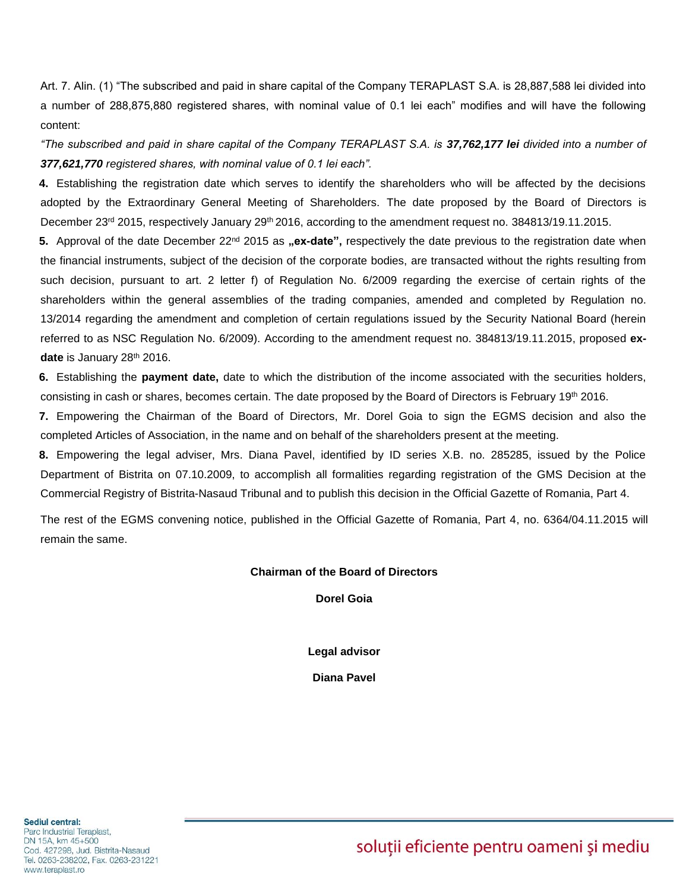Art. 7. Alin. (1) "The subscribed and paid in share capital of the Company TERAPLAST S.A. is 28,887,588 lei divided into a number of 288,875,880 registered shares, with nominal value of 0.1 lei each" modifies and will have the following content:

*"The subscribed and paid in share capital of the Company TERAPLAST S.A. is **37,762,177 lei** divided into a number of **377,621,770** registered shares, with nominal value of 0.1 lei each".*

**4.** Establishing the registration date which serves to identify the shareholders who will be affected by the decisions adopted by the Extraordinary General Meeting of Shareholders. The date proposed by the Board of Directors is December 23rd 2015, respectively January 29th 2016, according to the amendment request no. 384813/19.11.2015.

**5.** Approval of the date December 22nd 2015 as **„ex-date",** respectively the date previous to the registration date when the financial instruments, subject of the decision of the corporate bodies, are transacted without the rights resulting from such decision, pursuant to art. 2 letter f) of Regulation No. 6/2009 regarding the exercise of certain rights of the shareholders within the general assemblies of the trading companies, amended and completed by Regulation no. 13/2014 regarding the amendment and completion of certain regulations issued by the Security National Board (herein referred to as NSC Regulation No. 6/2009). According to the amendment request no. 384813/19.11.2015, proposed **ex-date** is January 28th 2016.

**6.** Establishing the **payment date,** date to which the distribution of the income associated with the securities holders, consisting in cash or shares, becomes certain. The date proposed by the Board of Directors is February 19th 2016.

**7.** Empowering the Chairman of the Board of Directors, Mr. Dorel Goia to sign the EGMS decision and also the completed Articles of Association, in the name and on behalf of the shareholders present at the meeting.

**8.** Empowering the legal adviser, Mrs. Diana Pavel, identified by ID series X.B. no. 285285, issued by the Police Department of Bistrita on 07.10.2009, to accomplish all formalities regarding registration of the GMS Decision at the Commercial Registry of Bistrita-Nasaud Tribunal and to publish this decision in the Official Gazette of Romania, Part 4.

The rest of the EGMS convening notice, published in the Official Gazette of Romania, Part 4, no. 6364/04.11.2015 will remain the same.

**Chairman of the Board of Directors**

**Dorel Goia**

**Legal advisor**

**Diana Pavel**

**Sediul central:**
Parc Industrial Teraplast,
DN 15A, km 45+500
Cod. 427298, Jud. Bistrita-Nasaud
Tel. 0263-238202, Fax. 0263-231221
www.teraplast.ro

soluții eficiente pentru oameni şi mediu